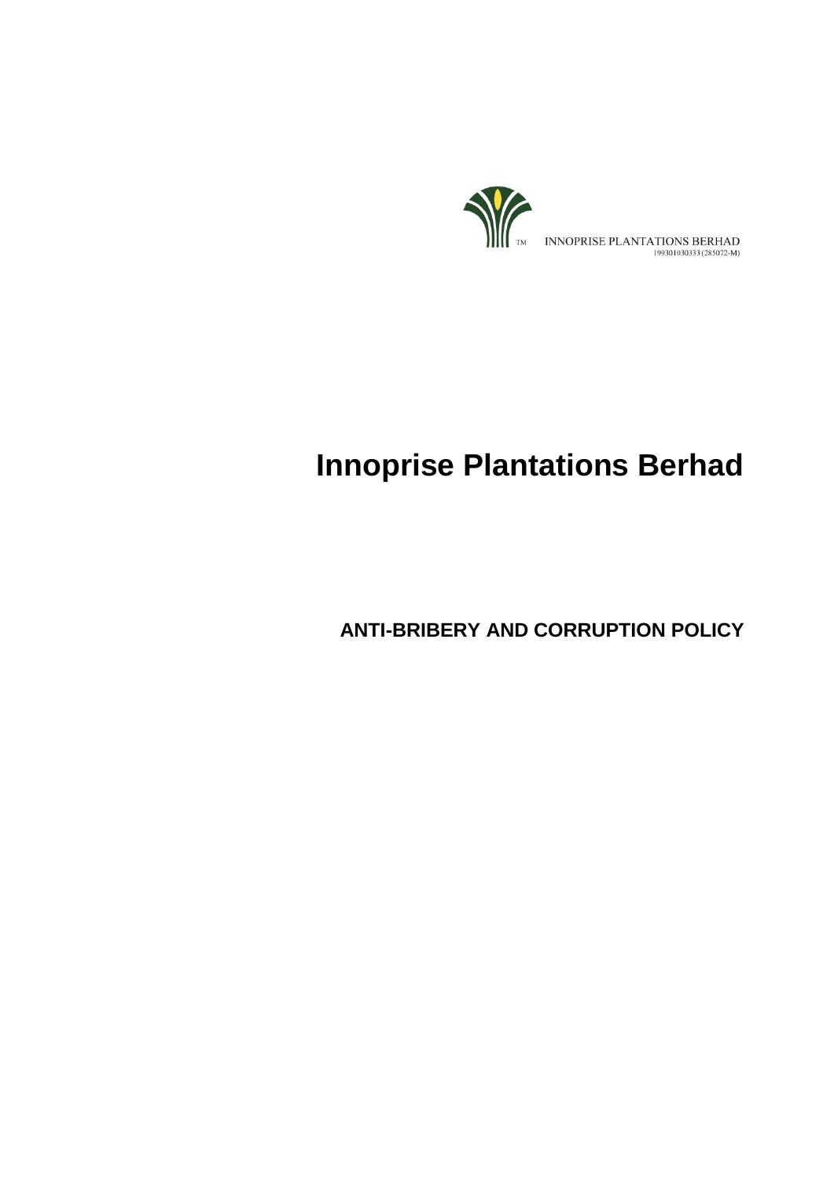INNOPRISE PLANTATIONS BERHAD
199301030333 (285072-M)

# Innoprise Plantations Berhad

## ANTI-BRIBERY AND CORRUPTION POLICY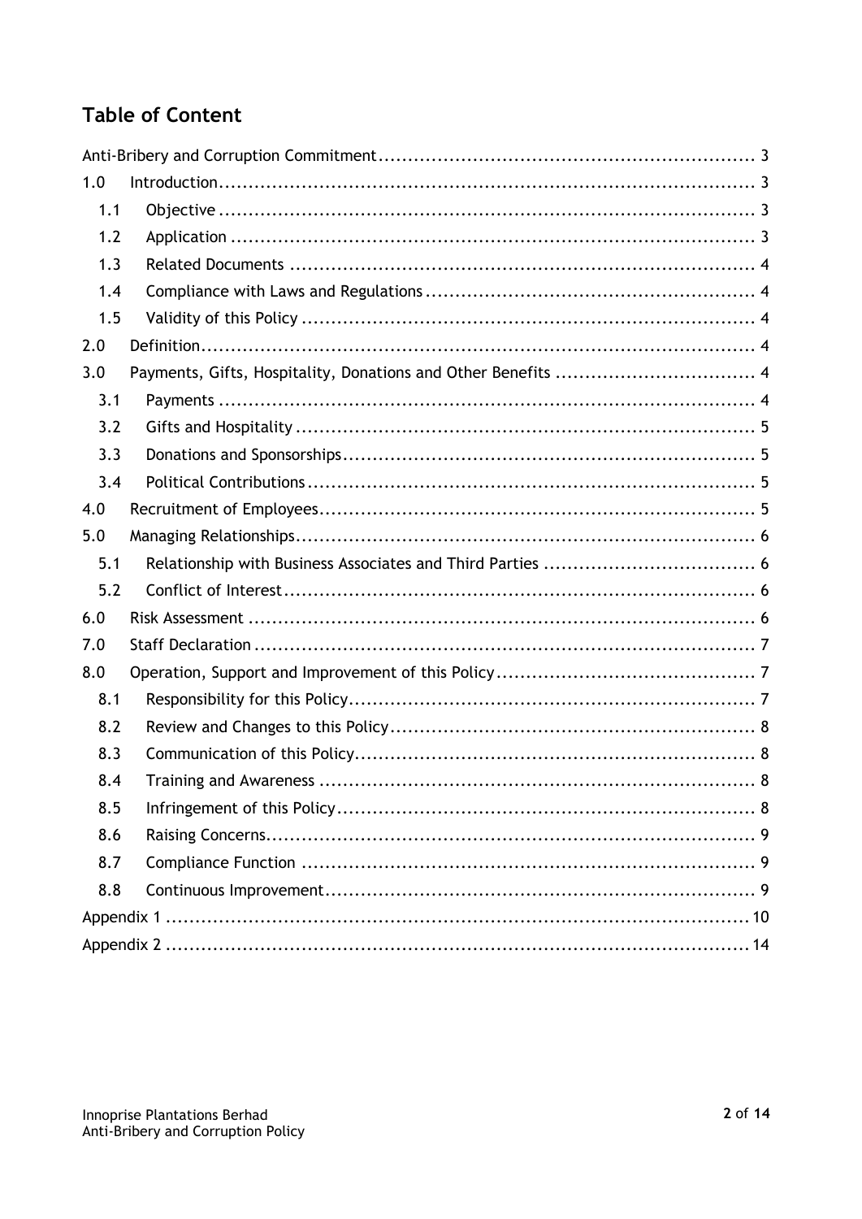## Table of Content

Anti-Bribery and Corruption Commitment ... 3

1.0 Introduction ... 3

- 1.1 Objective ... 3
- 1.2 Application ... 3
- 1.3 Related Documents ... 4
- 1.4 Compliance with Laws and Regulations ... 4
- 1.5 Validity of this Policy ... 4

2.0 Definition ... 4

3.0 Payments, Gifts, Hospitality, Donations and Other Benefits ... 4

- 3.1 Payments ... 4
- 3.2 Gifts and Hospitality ... 5
- 3.3 Donations and Sponsorships ... 5
- 3.4 Political Contributions ... 5

4.0 Recruitment of Employees ... 5

5.0 Managing Relationships ... 6

- 5.1 Relationship with Business Associates and Third Parties ... 6
- 5.2 Conflict of Interest ... 6

6.0 Risk Assessment ... 6

7.0 Staff Declaration ... 7

8.0 Operation, Support and Improvement of this Policy ... 7

- 8.1 Responsibility for this Policy ... 7
- 8.2 Review and Changes to this Policy ... 8
- 8.3 Communication of this Policy ... 8
- 8.4 Training and Awareness ... 8
- 8.5 Infringement of this Policy ... 8
- 8.6 Raising Concerns ... 9
- 8.7 Compliance Function ... 9
- 8.8 Continuous Improvement ... 9

Appendix 1 ... 10

Appendix 2 ... 14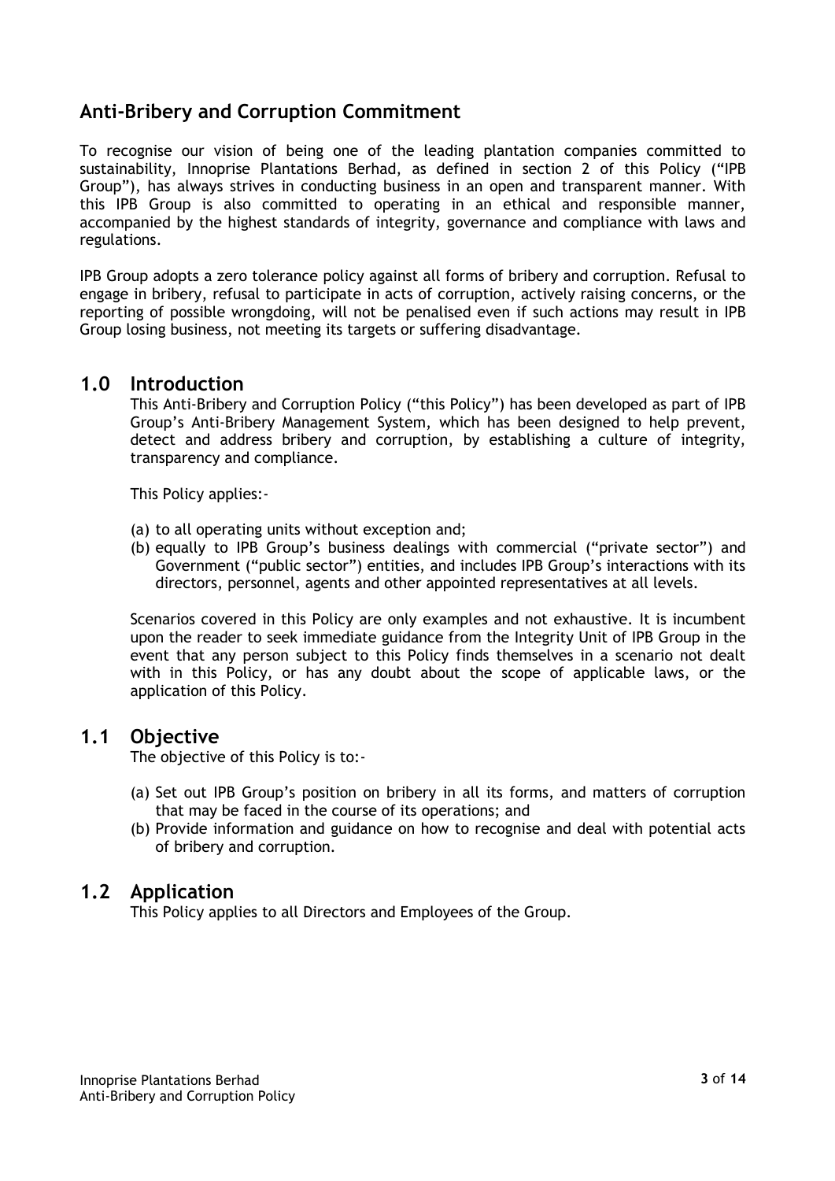## Anti-Bribery and Corruption Commitment

To recognise our vision of being one of the leading plantation companies committed to sustainability, Innoprise Plantations Berhad, as defined in section 2 of this Policy ("IPB Group"), has always strives in conducting business in an open and transparent manner. With this IPB Group is also committed to operating in an ethical and responsible manner, accompanied by the highest standards of integrity, governance and compliance with laws and regulations.

IPB Group adopts a zero tolerance policy against all forms of bribery and corruption. Refusal to engage in bribery, refusal to participate in acts of corruption, actively raising concerns, or the reporting of possible wrongdoing, will not be penalised even if such actions may result in IPB Group losing business, not meeting its targets or suffering disadvantage.

## 1.0 Introduction

This Anti-Bribery and Corruption Policy ("this Policy") has been developed as part of IPB Group's Anti-Bribery Management System, which has been designed to help prevent, detect and address bribery and corruption, by establishing a culture of integrity, transparency and compliance.

This Policy applies:-

(a) to all operating units without exception and;
(b) equally to IPB Group's business dealings with commercial ("private sector") and Government ("public sector") entities, and includes IPB Group's interactions with its directors, personnel, agents and other appointed representatives at all levels.

Scenarios covered in this Policy are only examples and not exhaustive. It is incumbent upon the reader to seek immediate guidance from the Integrity Unit of IPB Group in the event that any person subject to this Policy finds themselves in a scenario not dealt with in this Policy, or has any doubt about the scope of applicable laws, or the application of this Policy.

## 1.1 Objective

The objective of this Policy is to:-

(a) Set out IPB Group's position on bribery in all its forms, and matters of corruption that may be faced in the course of its operations; and
(b) Provide information and guidance on how to recognise and deal with potential acts of bribery and corruption.

## 1.2 Application

This Policy applies to all Directors and Employees of the Group.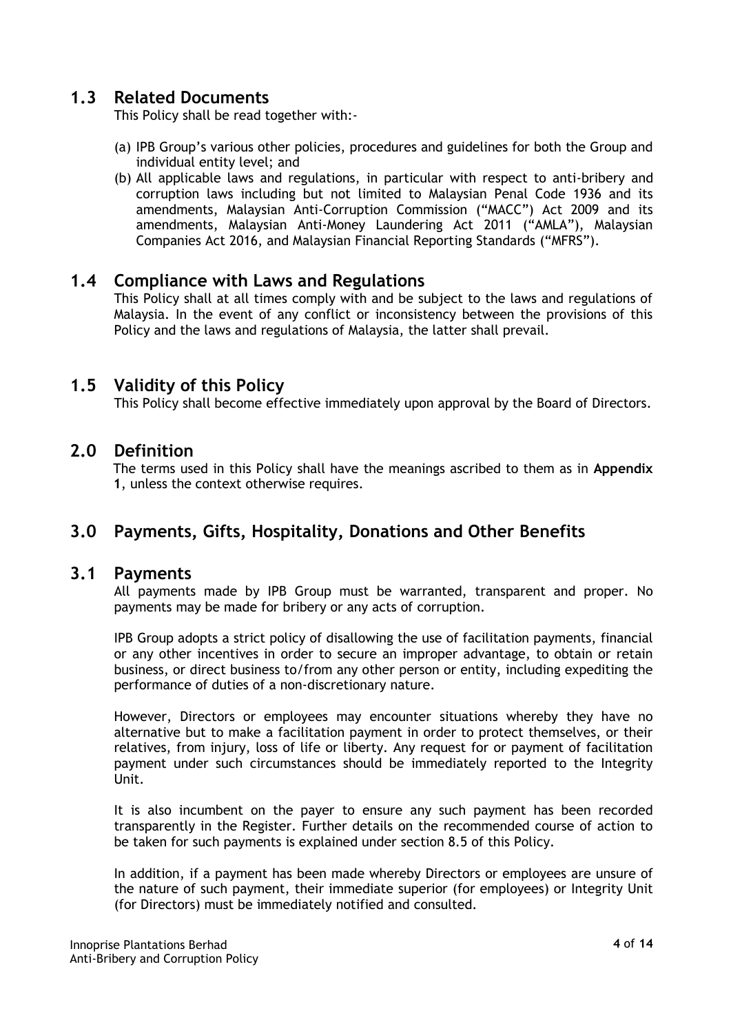## 1.3 Related Documents

This Policy shall be read together with:-

(a) IPB Group's various other policies, procedures and guidelines for both the Group and individual entity level; and

(b) All applicable laws and regulations, in particular with respect to anti-bribery and corruption laws including but not limited to Malaysian Penal Code 1936 and its amendments, Malaysian Anti-Corruption Commission ("MACC") Act 2009 and its amendments, Malaysian Anti-Money Laundering Act 2011 ("AMLA"), Malaysian Companies Act 2016, and Malaysian Financial Reporting Standards ("MFRS").

## 1.4 Compliance with Laws and Regulations

This Policy shall at all times comply with and be subject to the laws and regulations of Malaysia. In the event of any conflict or inconsistency between the provisions of this Policy and the laws and regulations of Malaysia, the latter shall prevail.

## 1.5 Validity of this Policy

This Policy shall become effective immediately upon approval by the Board of Directors.

# 2.0 Definition

The terms used in this Policy shall have the meanings ascribed to them as in **Appendix 1**, unless the context otherwise requires.

# 3.0 Payments, Gifts, Hospitality, Donations and Other Benefits

## 3.1 Payments

All payments made by IPB Group must be warranted, transparent and proper. No payments may be made for bribery or any acts of corruption.

IPB Group adopts a strict policy of disallowing the use of facilitation payments, financial or any other incentives in order to secure an improper advantage, to obtain or retain business, or direct business to/from any other person or entity, including expediting the performance of duties of a non-discretionary nature.

However, Directors or employees may encounter situations whereby they have no alternative but to make a facilitation payment in order to protect themselves, or their relatives, from injury, loss of life or liberty. Any request for or payment of facilitation payment under such circumstances should be immediately reported to the Integrity Unit.

It is also incumbent on the payer to ensure any such payment has been recorded transparently in the Register. Further details on the recommended course of action to be taken for such payments is explained under section 8.5 of this Policy.

In addition, if a payment has been made whereby Directors or employees are unsure of the nature of such payment, their immediate superior (for employees) or Integrity Unit (for Directors) must be immediately notified and consulted.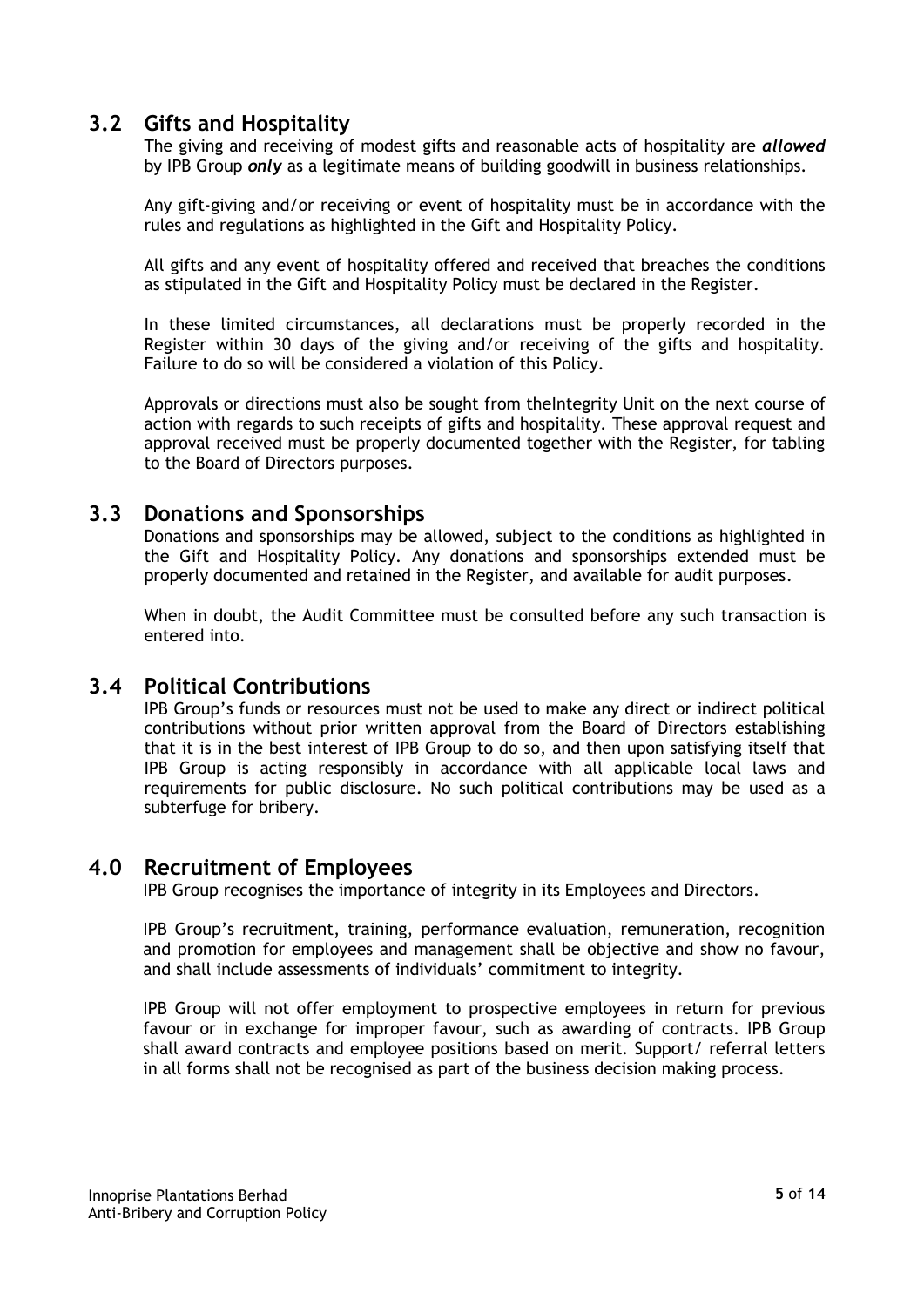## 3.2 Gifts and Hospitality

The giving and receiving of modest gifts and reasonable acts of hospitality are ***allowed*** by IPB Group ***only*** as a legitimate means of building goodwill in business relationships.

Any gift-giving and/or receiving or event of hospitality must be in accordance with the rules and regulations as highlighted in the Gift and Hospitality Policy.

All gifts and any event of hospitality offered and received that breaches the conditions as stipulated in the Gift and Hospitality Policy must be declared in the Register.

In these limited circumstances, all declarations must be properly recorded in the Register within 30 days of the giving and/or receiving of the gifts and hospitality. Failure to do so will be considered a violation of this Policy.

Approvals or directions must also be sought from theIntegrity Unit on the next course of action with regards to such receipts of gifts and hospitality. These approval request and approval received must be properly documented together with the Register, for tabling to the Board of Directors purposes.

## 3.3 Donations and Sponsorships

Donations and sponsorships may be allowed, subject to the conditions as highlighted in the Gift and Hospitality Policy. Any donations and sponsorships extended must be properly documented and retained in the Register, and available for audit purposes.

When in doubt, the Audit Committee must be consulted before any such transaction is entered into.

## 3.4 Political Contributions

IPB Group's funds or resources must not be used to make any direct or indirect political contributions without prior written approval from the Board of Directors establishing that it is in the best interest of IPB Group to do so, and then upon satisfying itself that IPB Group is acting responsibly in accordance with all applicable local laws and requirements for public disclosure. No such political contributions may be used as a subterfuge for bribery.

## 4.0 Recruitment of Employees

IPB Group recognises the importance of integrity in its Employees and Directors.

IPB Group's recruitment, training, performance evaluation, remuneration, recognition and promotion for employees and management shall be objective and show no favour, and shall include assessments of individuals' commitment to integrity.

IPB Group will not offer employment to prospective employees in return for previous favour or in exchange for improper favour, such as awarding of contracts. IPB Group shall award contracts and employee positions based on merit. Support/ referral letters in all forms shall not be recognised as part of the business decision making process.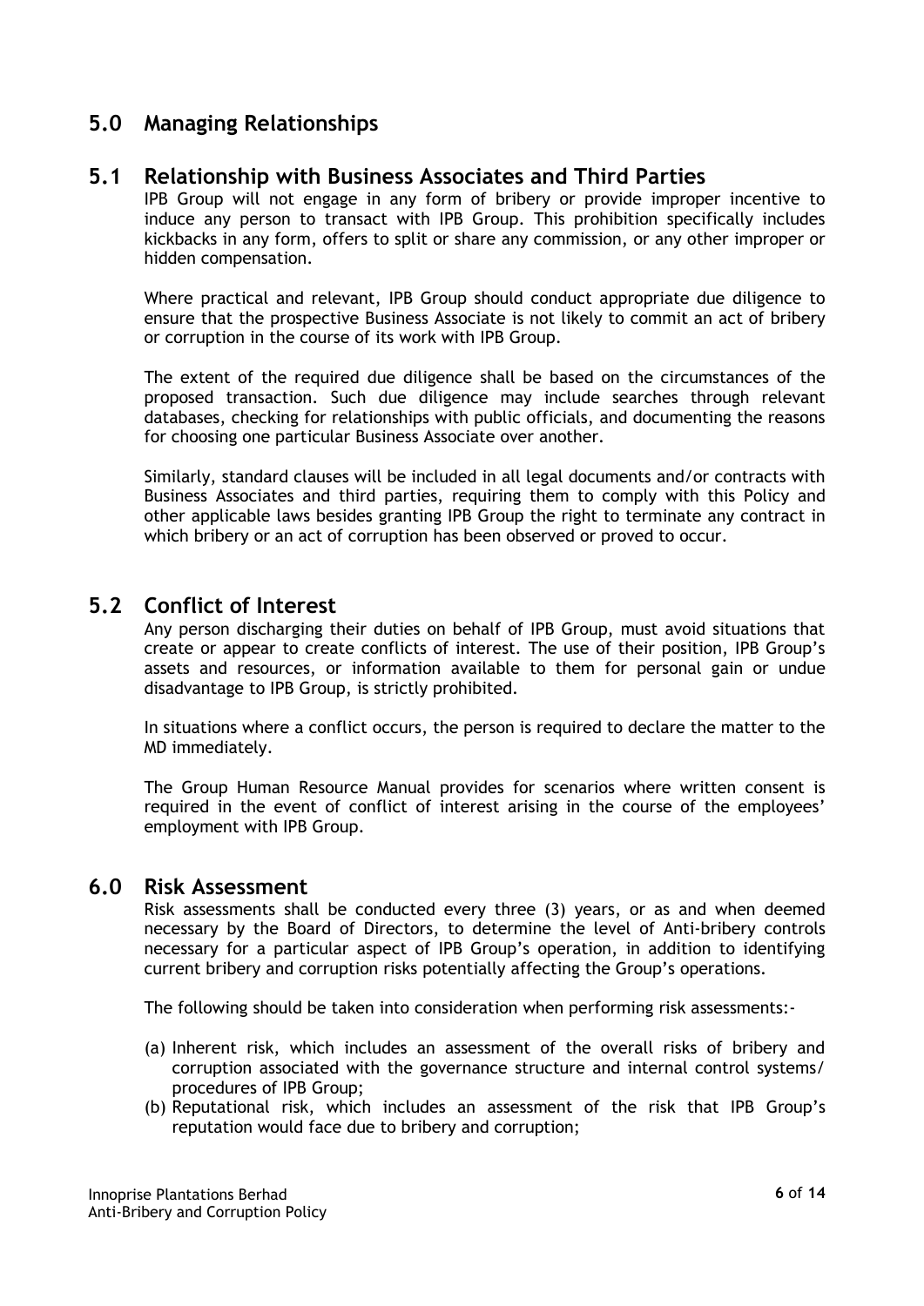## 5.0 Managing Relationships

### 5.1 Relationship with Business Associates and Third Parties

IPB Group will not engage in any form of bribery or provide improper incentive to induce any person to transact with IPB Group. This prohibition specifically includes kickbacks in any form, offers to split or share any commission, or any other improper or hidden compensation.

Where practical and relevant, IPB Group should conduct appropriate due diligence to ensure that the prospective Business Associate is not likely to commit an act of bribery or corruption in the course of its work with IPB Group.

The extent of the required due diligence shall be based on the circumstances of the proposed transaction. Such due diligence may include searches through relevant databases, checking for relationships with public officials, and documenting the reasons for choosing one particular Business Associate over another.

Similarly, standard clauses will be included in all legal documents and/or contracts with Business Associates and third parties, requiring them to comply with this Policy and other applicable laws besides granting IPB Group the right to terminate any contract in which bribery or an act of corruption has been observed or proved to occur.

### 5.2 Conflict of Interest

Any person discharging their duties on behalf of IPB Group, must avoid situations that create or appear to create conflicts of interest. The use of their position, IPB Group's assets and resources, or information available to them for personal gain or undue disadvantage to IPB Group, is strictly prohibited.

In situations where a conflict occurs, the person is required to declare the matter to the MD immediately.

The Group Human Resource Manual provides for scenarios where written consent is required in the event of conflict of interest arising in the course of the employees' employment with IPB Group.

## 6.0 Risk Assessment

Risk assessments shall be conducted every three (3) years, or as and when deemed necessary by the Board of Directors, to determine the level of Anti-bribery controls necessary for a particular aspect of IPB Group's operation, in addition to identifying current bribery and corruption risks potentially affecting the Group's operations.

The following should be taken into consideration when performing risk assessments:-

(a) Inherent risk, which includes an assessment of the overall risks of bribery and corruption associated with the governance structure and internal control systems/ procedures of IPB Group;

(b) Reputational risk, which includes an assessment of the risk that IPB Group's reputation would face due to bribery and corruption;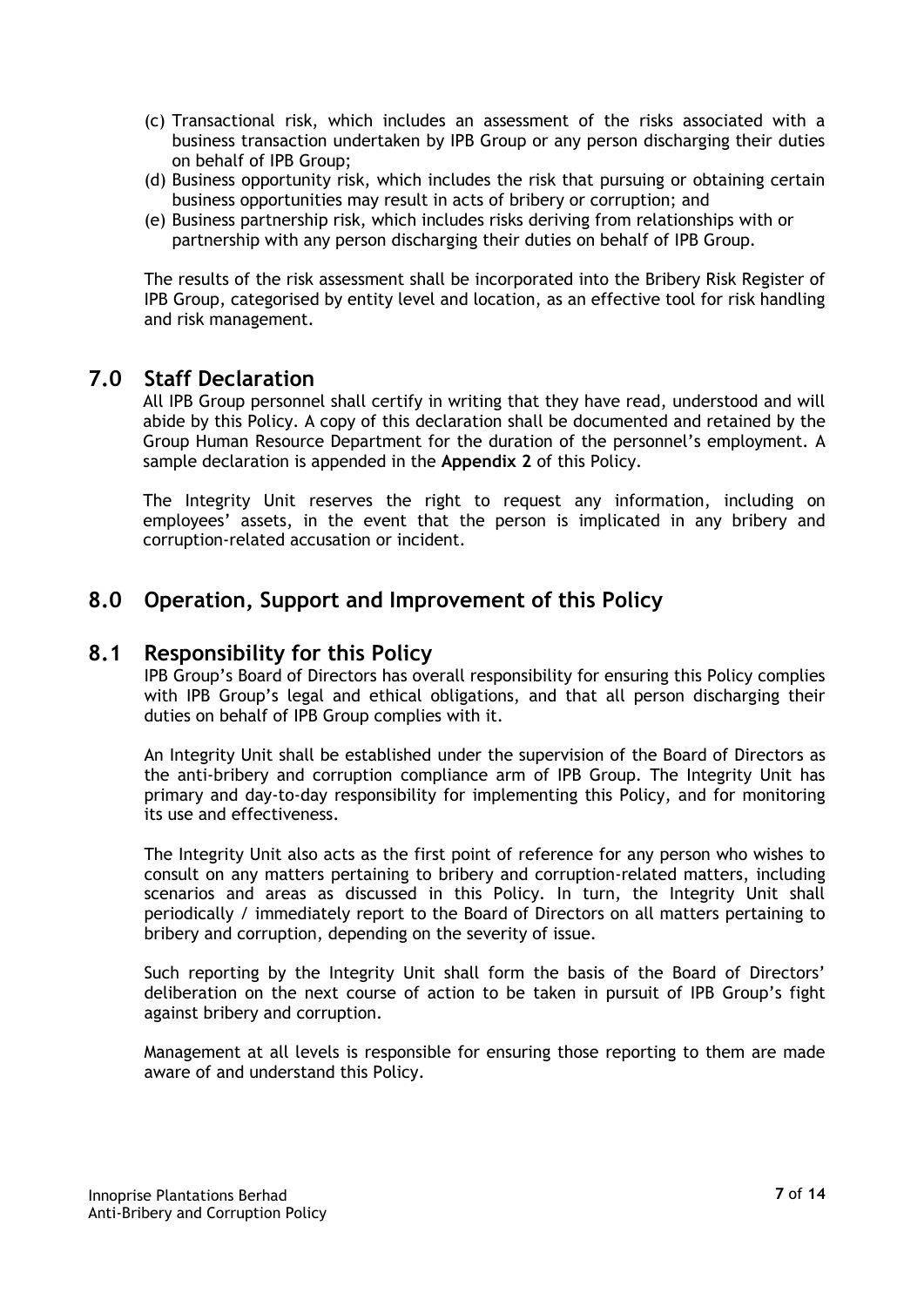(c) Transactional risk, which includes an assessment of the risks associated with a business transaction undertaken by IPB Group or any person discharging their duties on behalf of IPB Group;

(d) Business opportunity risk, which includes the risk that pursuing or obtaining certain business opportunities may result in acts of bribery or corruption; and

(e) Business partnership risk, which includes risks deriving from relationships with or partnership with any person discharging their duties on behalf of IPB Group.

The results of the risk assessment shall be incorporated into the Bribery Risk Register of IPB Group, categorised by entity level and location, as an effective tool for risk handling and risk management.

## 7.0 Staff Declaration

All IPB Group personnel shall certify in writing that they have read, understood and will abide by this Policy. A copy of this declaration shall be documented and retained by the Group Human Resource Department for the duration of the personnel's employment. A sample declaration is appended in the **Appendix 2** of this Policy.

The Integrity Unit reserves the right to request any information, including on employees' assets, in the event that the person is implicated in any bribery and corruption-related accusation or incident.

## 8.0 Operation, Support and Improvement of this Policy

## 8.1 Responsibility for this Policy

IPB Group's Board of Directors has overall responsibility for ensuring this Policy complies with IPB Group's legal and ethical obligations, and that all person discharging their duties on behalf of IPB Group complies with it.

An Integrity Unit shall be established under the supervision of the Board of Directors as the anti-bribery and corruption compliance arm of IPB Group. The Integrity Unit has primary and day-to-day responsibility for implementing this Policy, and for monitoring its use and effectiveness.

The Integrity Unit also acts as the first point of reference for any person who wishes to consult on any matters pertaining to bribery and corruption-related matters, including scenarios and areas as discussed in this Policy. In turn, the Integrity Unit shall periodically / immediately report to the Board of Directors on all matters pertaining to bribery and corruption, depending on the severity of issue.

Such reporting by the Integrity Unit shall form the basis of the Board of Directors' deliberation on the next course of action to be taken in pursuit of IPB Group's fight against bribery and corruption.

Management at all levels is responsible for ensuring those reporting to them are made aware of and understand this Policy.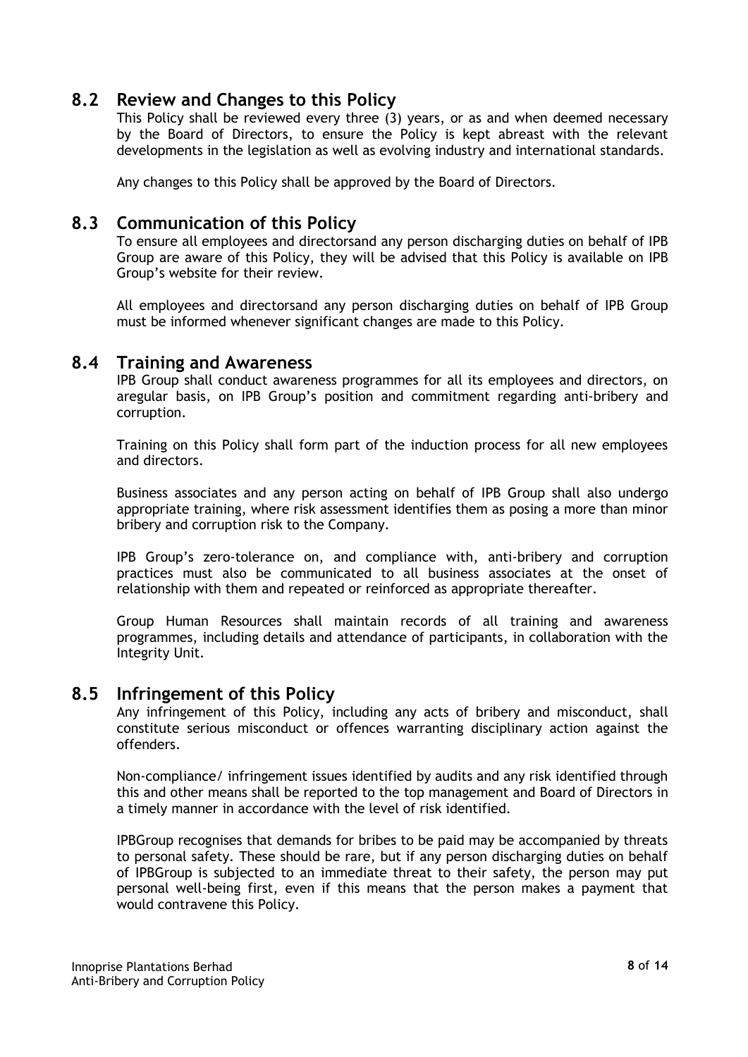## 8.2 Review and Changes to this Policy

This Policy shall be reviewed every three (3) years, or as and when deemed necessary by the Board of Directors, to ensure the Policy is kept abreast with the relevant developments in the legislation as well as evolving industry and international standards.

Any changes to this Policy shall be approved by the Board of Directors.

## 8.3 Communication of this Policy

To ensure all employees and directorsand any person discharging duties on behalf of IPB Group are aware of this Policy, they will be advised that this Policy is available on IPB Group's website for their review.

All employees and directorsand any person discharging duties on behalf of IPB Group must be informed whenever significant changes are made to this Policy.

## 8.4 Training and Awareness

IPB Group shall conduct awareness programmes for all its employees and directors, on aregular basis, on IPB Group's position and commitment regarding anti-bribery and corruption.

Training on this Policy shall form part of the induction process for all new employees and directors.

Business associates and any person acting on behalf of IPB Group shall also undergo appropriate training, where risk assessment identifies them as posing a more than minor bribery and corruption risk to the Company.

IPB Group's zero-tolerance on, and compliance with, anti-bribery and corruption practices must also be communicated to all business associates at the onset of relationship with them and repeated or reinforced as appropriate thereafter.

Group Human Resources shall maintain records of all training and awareness programmes, including details and attendance of participants, in collaboration with the Integrity Unit.

## 8.5 Infringement of this Policy

Any infringement of this Policy, including any acts of bribery and misconduct, shall constitute serious misconduct or offences warranting disciplinary action against the offenders.

Non-compliance/ infringement issues identified by audits and any risk identified through this and other means shall be reported to the top management and Board of Directors in a timely manner in accordance with the level of risk identified.

IPBGroup recognises that demands for bribes to be paid may be accompanied by threats to personal safety. These should be rare, but if any person discharging duties on behalf of IPBGroup is subjected to an immediate threat to their safety, the person may put personal well-being first, even if this means that the person makes a payment that would contravene this Policy.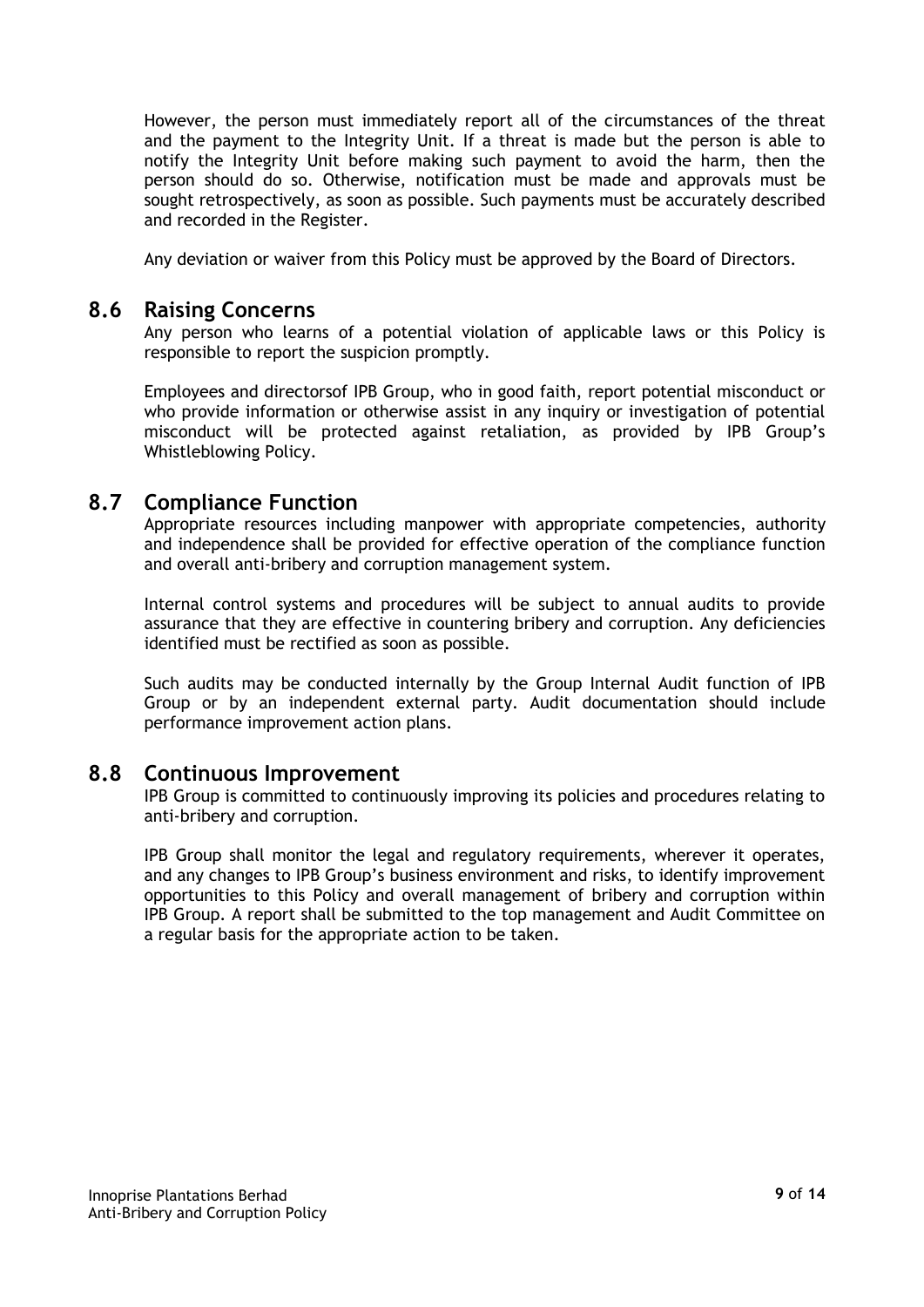However, the person must immediately report all of the circumstances of the threat and the payment to the Integrity Unit. If a threat is made but the person is able to notify the Integrity Unit before making such payment to avoid the harm, then the person should do so. Otherwise, notification must be made and approvals must be sought retrospectively, as soon as possible. Such payments must be accurately described and recorded in the Register.

Any deviation or waiver from this Policy must be approved by the Board of Directors.

## 8.6 Raising Concerns

Any person who learns of a potential violation of applicable laws or this Policy is responsible to report the suspicion promptly.

Employees and directorsof IPB Group, who in good faith, report potential misconduct or who provide information or otherwise assist in any inquiry or investigation of potential misconduct will be protected against retaliation, as provided by IPB Group's Whistleblowing Policy.

## 8.7 Compliance Function

Appropriate resources including manpower with appropriate competencies, authority and independence shall be provided for effective operation of the compliance function and overall anti-bribery and corruption management system.

Internal control systems and procedures will be subject to annual audits to provide assurance that they are effective in countering bribery and corruption. Any deficiencies identified must be rectified as soon as possible.

Such audits may be conducted internally by the Group Internal Audit function of IPB Group or by an independent external party. Audit documentation should include performance improvement action plans.

## 8.8 Continuous Improvement

IPB Group is committed to continuously improving its policies and procedures relating to anti-bribery and corruption.

IPB Group shall monitor the legal and regulatory requirements, wherever it operates, and any changes to IPB Group's business environment and risks, to identify improvement opportunities to this Policy and overall management of bribery and corruption within IPB Group. A report shall be submitted to the top management and Audit Committee on a regular basis for the appropriate action to be taken.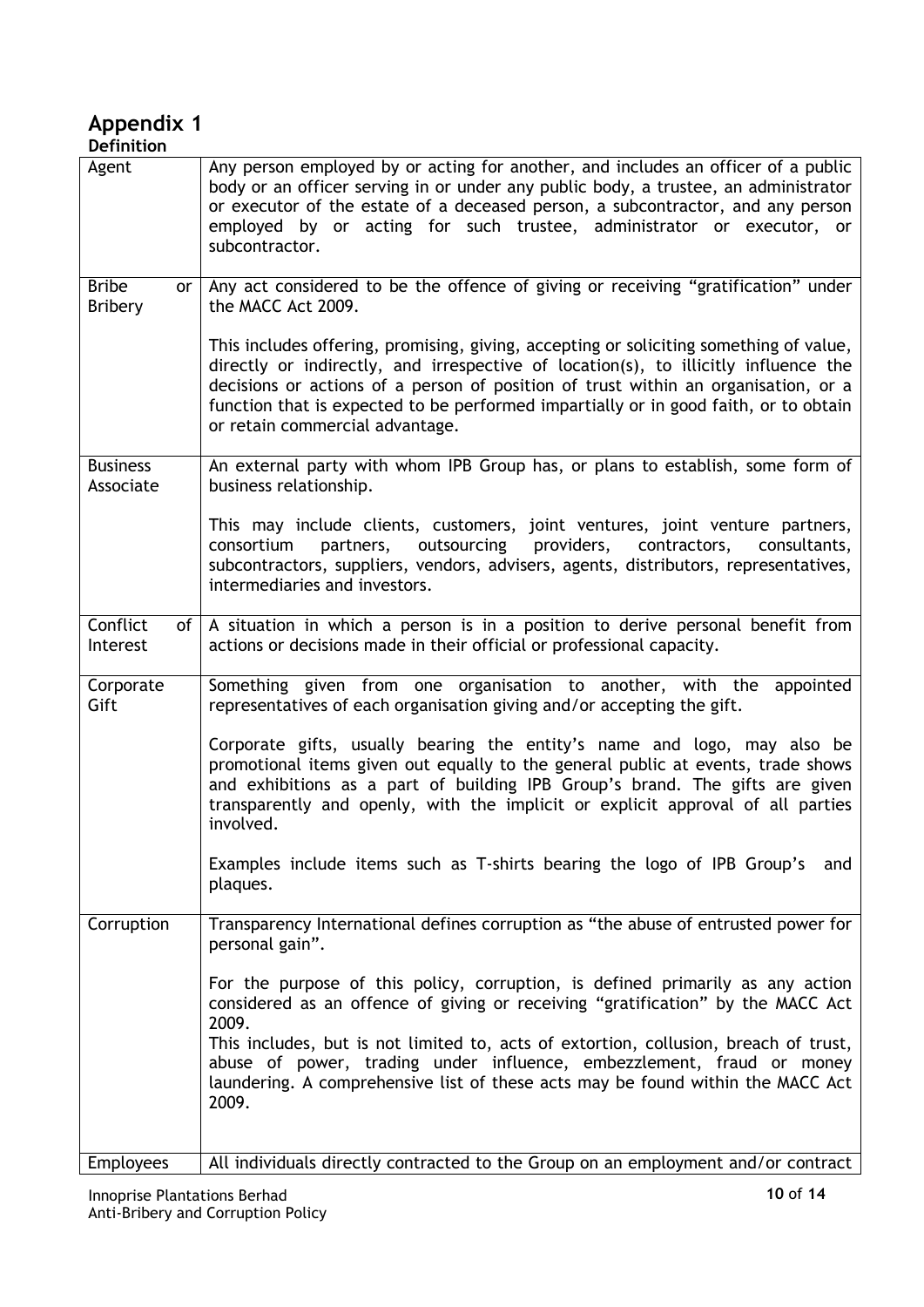# Appendix 1

**Definition**

| | |
|---|---|
| Agent | Any person employed by or acting for another, and includes an officer of a public body or an officer serving in or under any public body, a trustee, an administrator or executor of the estate of a deceased person, a subcontractor, and any person employed by or acting for such trustee, administrator or executor, or subcontractor. |
| Bribe or Bribery | Any act considered to be the offence of giving or receiving "gratification" under the MACC Act 2009.<br><br>This includes offering, promising, giving, accepting or soliciting something of value, directly or indirectly, and irrespective of location(s), to illicitly influence the decisions or actions of a person of position of trust within an organisation, or a function that is expected to be performed impartially or in good faith, or to obtain or retain commercial advantage. |
| Business Associate | An external party with whom IPB Group has, or plans to establish, some form of business relationship.<br><br>This may include clients, customers, joint ventures, joint venture partners, consortium partners, outsourcing providers, contractors, consultants, subcontractors, suppliers, vendors, advisers, agents, distributors, representatives, intermediaries and investors. |
| Conflict of Interest | A situation in which a person is in a position to derive personal benefit from actions or decisions made in their official or professional capacity. |
| Corporate Gift | Something given from one organisation to another, with the appointed representatives of each organisation giving and/or accepting the gift.<br><br>Corporate gifts, usually bearing the entity's name and logo, may also be promotional items given out equally to the general public at events, trade shows and exhibitions as a part of building IPB Group's brand. The gifts are given transparently and openly, with the implicit or explicit approval of all parties involved.<br><br>Examples include items such as T-shirts bearing the logo of IPB Group's and plaques. |
| Corruption | Transparency International defines corruption as "the abuse of entrusted power for personal gain".<br><br>For the purpose of this policy, corruption, is defined primarily as any action considered as an offence of giving or receiving "gratification" by the MACC Act 2009.<br>This includes, but is not limited to, acts of extortion, collusion, breach of trust, abuse of power, trading under influence, embezzlement, fraud or money laundering. A comprehensive list of these acts may be found within the MACC Act 2009. |
| Employees | All individuals directly contracted to the Group on an employment and/or contract |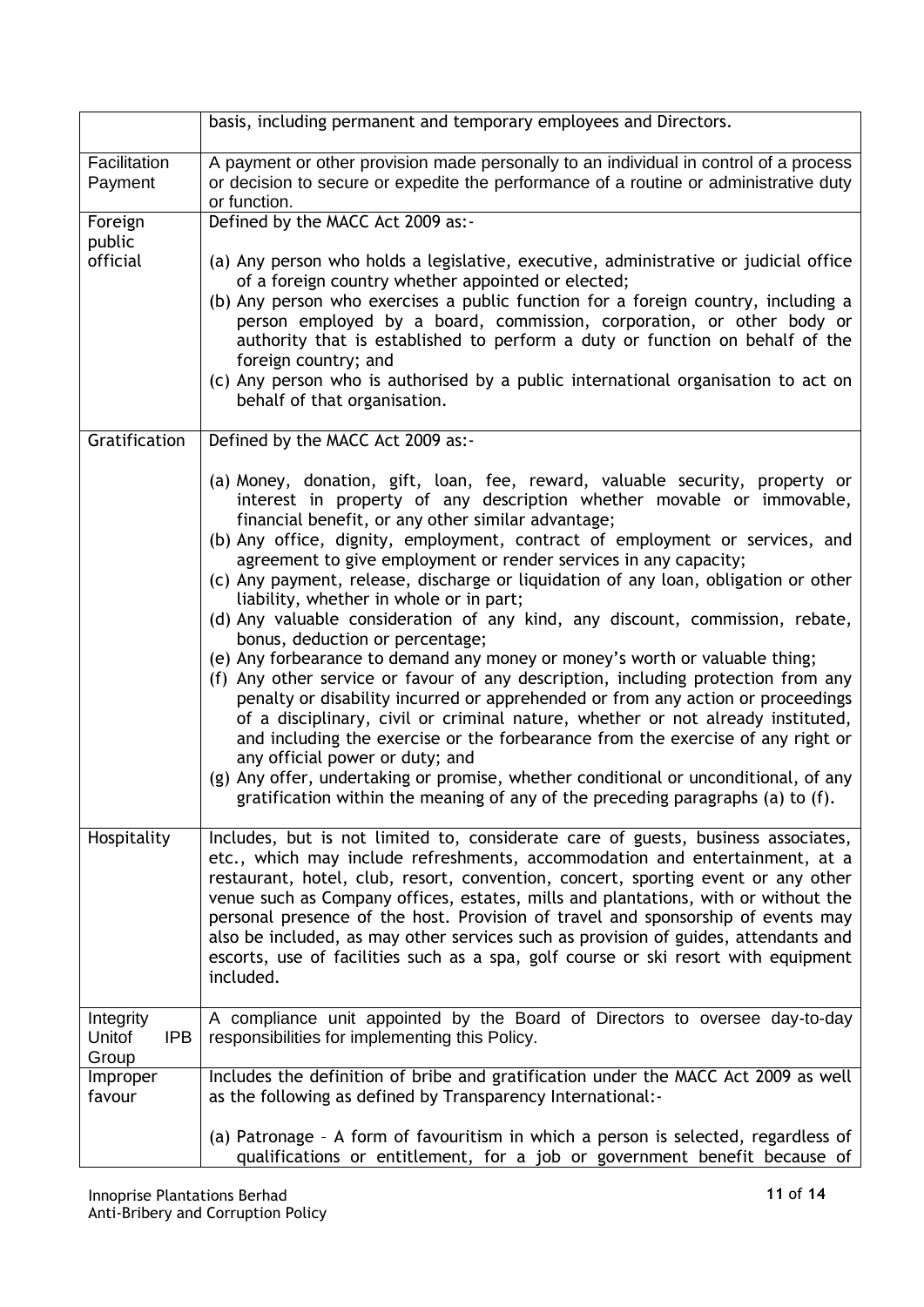| | |
|---|---|
| | basis, including permanent and temporary employees and Directors. |
| Facilitation Payment | A payment or other provision made personally to an individual in control of a process or decision to secure or expedite the performance of a routine or administrative duty or function. |
| Foreign public official | Defined by the MACC Act 2009 as:-<br><br>(a) Any person who holds a legislative, executive, administrative or judicial office of a foreign country whether appointed or elected;<br>(b) Any person who exercises a public function for a foreign country, including a person employed by a board, commission, corporation, or other body or authority that is established to perform a duty or function on behalf of the foreign country; and<br>(c) Any person who is authorised by a public international organisation to act on behalf of that organisation. |
| Gratification | Defined by the MACC Act 2009 as:-<br><br>(a) Money, donation, gift, loan, fee, reward, valuable security, property or interest in property of any description whether movable or immovable, financial benefit, or any other similar advantage;<br>(b) Any office, dignity, employment, contract of employment or services, and agreement to give employment or render services in any capacity;<br>(c) Any payment, release, discharge or liquidation of any loan, obligation or other liability, whether in whole or in part;<br>(d) Any valuable consideration of any kind, any discount, commission, rebate, bonus, deduction or percentage;<br>(e) Any forbearance to demand any money or money's worth or valuable thing;<br>(f) Any other service or favour of any description, including protection from any penalty or disability incurred or apprehended or from any action or proceedings of a disciplinary, civil or criminal nature, whether or not already instituted, and including the exercise or the forbearance from the exercise of any right or any official power or duty; and<br>(g) Any offer, undertaking or promise, whether conditional or unconditional, of any gratification within the meaning of any of the preceding paragraphs (a) to (f). |
| Hospitality | Includes, but is not limited to, considerate care of guests, business associates, etc., which may include refreshments, accommodation and entertainment, at a restaurant, hotel, club, resort, convention, concert, sporting event or any other venue such as Company offices, estates, mills and plantations, with or without the personal presence of the host. Provision of travel and sponsorship of events may also be included, as may other services such as provision of guides, attendants and escorts, use of facilities such as a spa, golf course or ski resort with equipment included. |
| Integrity Unitof IPB Group | A compliance unit appointed by the Board of Directors to oversee day-to-day responsibilities for implementing this Policy. |
| Improper favour | Includes the definition of bribe and gratification under the MACC Act 2009 as well as the following as defined by Transparency International:-<br><br>(a) Patronage – A form of favouritism in which a person is selected, regardless of qualifications or entitlement, for a job or government benefit because of |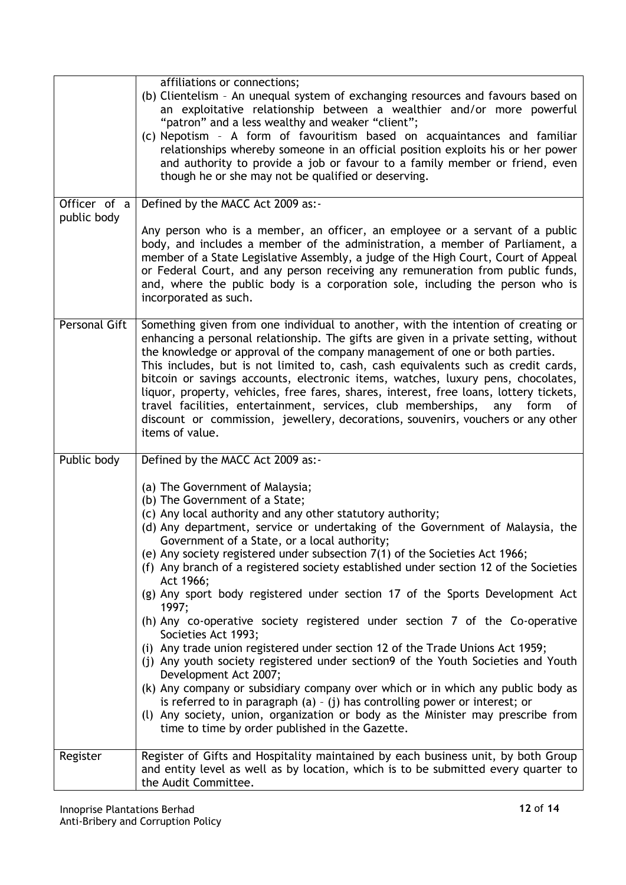| | |
|---|---|
| | affiliations or connections;<br>(b) Clientelism – An unequal system of exchanging resources and favours based on an exploitative relationship between a wealthier and/or more powerful "patron" and a less wealthy and weaker "client";<br>(c) Nepotism – A form of favouritism based on acquaintances and familiar relationships whereby someone in an official position exploits his or her power and authority to provide a job or favour to a family member or friend, even though he or she may not be qualified or deserving. |
| Officer of a public body | Defined by the MACC Act 2009 as:-<br><br>Any person who is a member, an officer, an employee or a servant of a public body, and includes a member of the administration, a member of Parliament, a member of a State Legislative Assembly, a judge of the High Court, Court of Appeal or Federal Court, and any person receiving any remuneration from public funds, and, where the public body is a corporation sole, including the person who is incorporated as such. |
| Personal Gift | Something given from one individual to another, with the intention of creating or enhancing a personal relationship. The gifts are given in a private setting, without the knowledge or approval of the company management of one or both parties.<br>This includes, but is not limited to, cash, cash equivalents such as credit cards, bitcoin or savings accounts, electronic items, watches, luxury pens, chocolates, liquor, property, vehicles, free fares, shares, interest, free loans, lottery tickets, travel facilities, entertainment, services, club memberships, any form of discount or commission, jewellery, decorations, souvenirs, vouchers or any other items of value. |
| Public body | Defined by the MACC Act 2009 as:-<br><br>(a) The Government of Malaysia;<br>(b) The Government of a State;<br>(c) Any local authority and any other statutory authority;<br>(d) Any department, service or undertaking of the Government of Malaysia, the Government of a State, or a local authority;<br>(e) Any society registered under subsection 7(1) of the Societies Act 1966;<br>(f) Any branch of a registered society established under section 12 of the Societies Act 1966;<br>(g) Any sport body registered under section 17 of the Sports Development Act 1997;<br>(h) Any co-operative society registered under section 7 of the Co-operative Societies Act 1993;<br>(i) Any trade union registered under section 12 of the Trade Unions Act 1959;<br>(j) Any youth society registered under section9 of the Youth Societies and Youth Development Act 2007;<br>(k) Any company or subsidiary company over which or in which any public body as is referred to in paragraph (a) – (j) has controlling power or interest; or<br>(l) Any society, union, organization or body as the Minister may prescribe from time to time by order published in the Gazette. |
| Register | Register of Gifts and Hospitality maintained by each business unit, by both Group and entity level as well as by location, which is to be submitted every quarter to the Audit Committee. |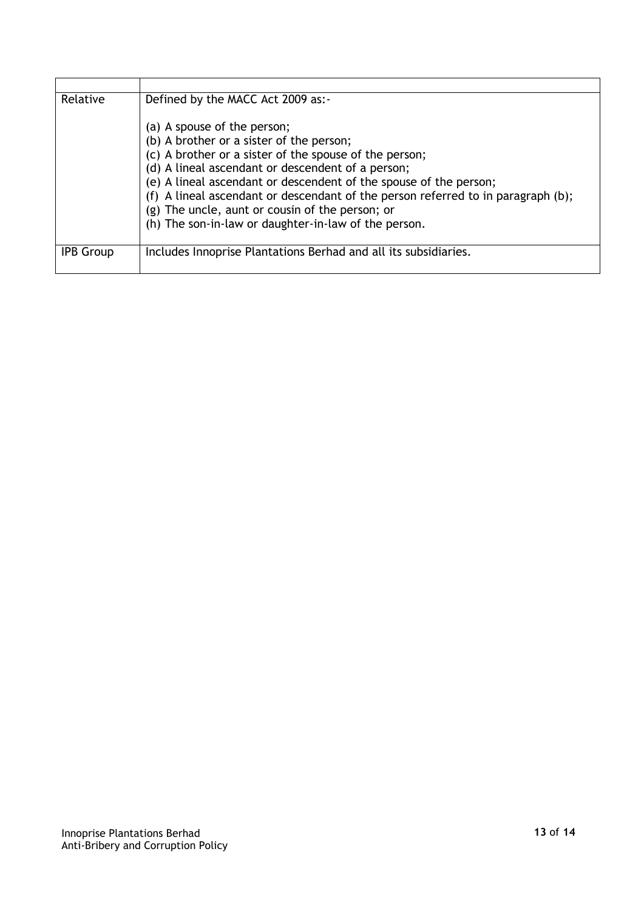| | |
|---|---|
| Relative | Defined by the MACC Act 2009 as:-<br><br>(a) A spouse of the person;<br>(b) A brother or a sister of the person;<br>(c) A brother or a sister of the spouse of the person;<br>(d) A lineal ascendant or descendent of a person;<br>(e) A lineal ascendant or descendent of the spouse of the person;<br>(f) A lineal ascendant or descendant of the person referred to in paragraph (b);<br>(g) The uncle, aunt or cousin of the person; or<br>(h) The son-in-law or daughter-in-law of the person. |
| IPB Group | Includes Innoprise Plantations Berhad and all its subsidiaries. |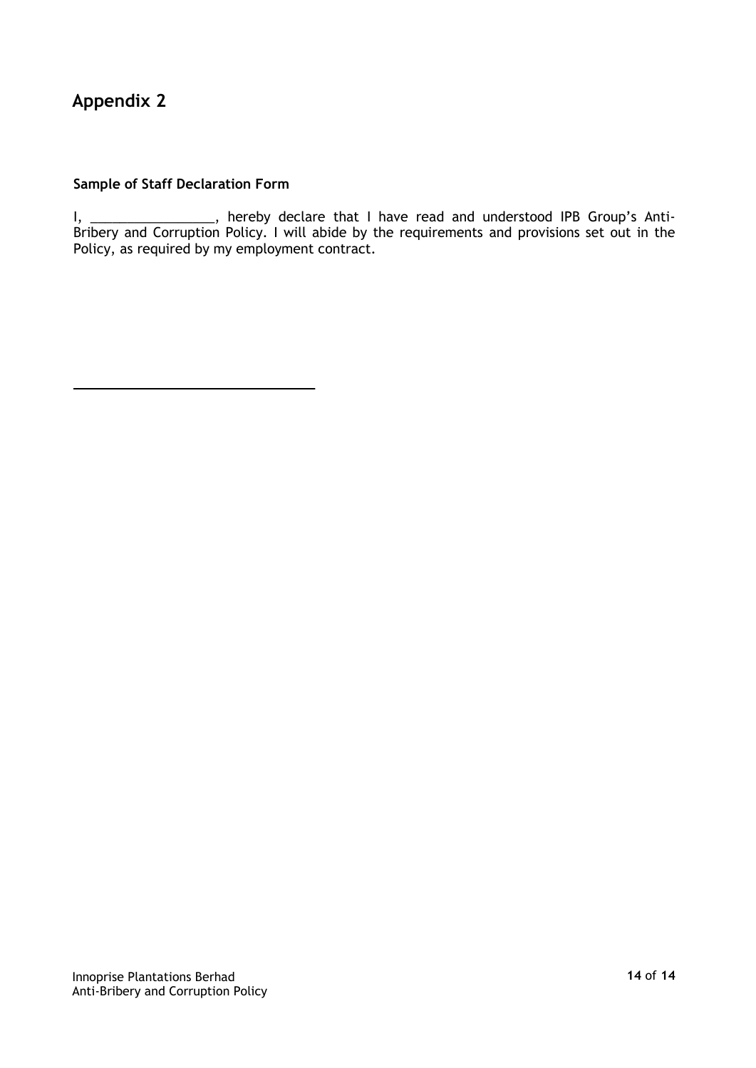# Appendix 2

**Sample of Staff Declaration Form**

I, _________________, hereby declare that I have read and understood IPB Group's Anti-Bribery and Corruption Policy. I will abide by the requirements and provisions set out in the Policy, as required by my employment contract.

________________________________